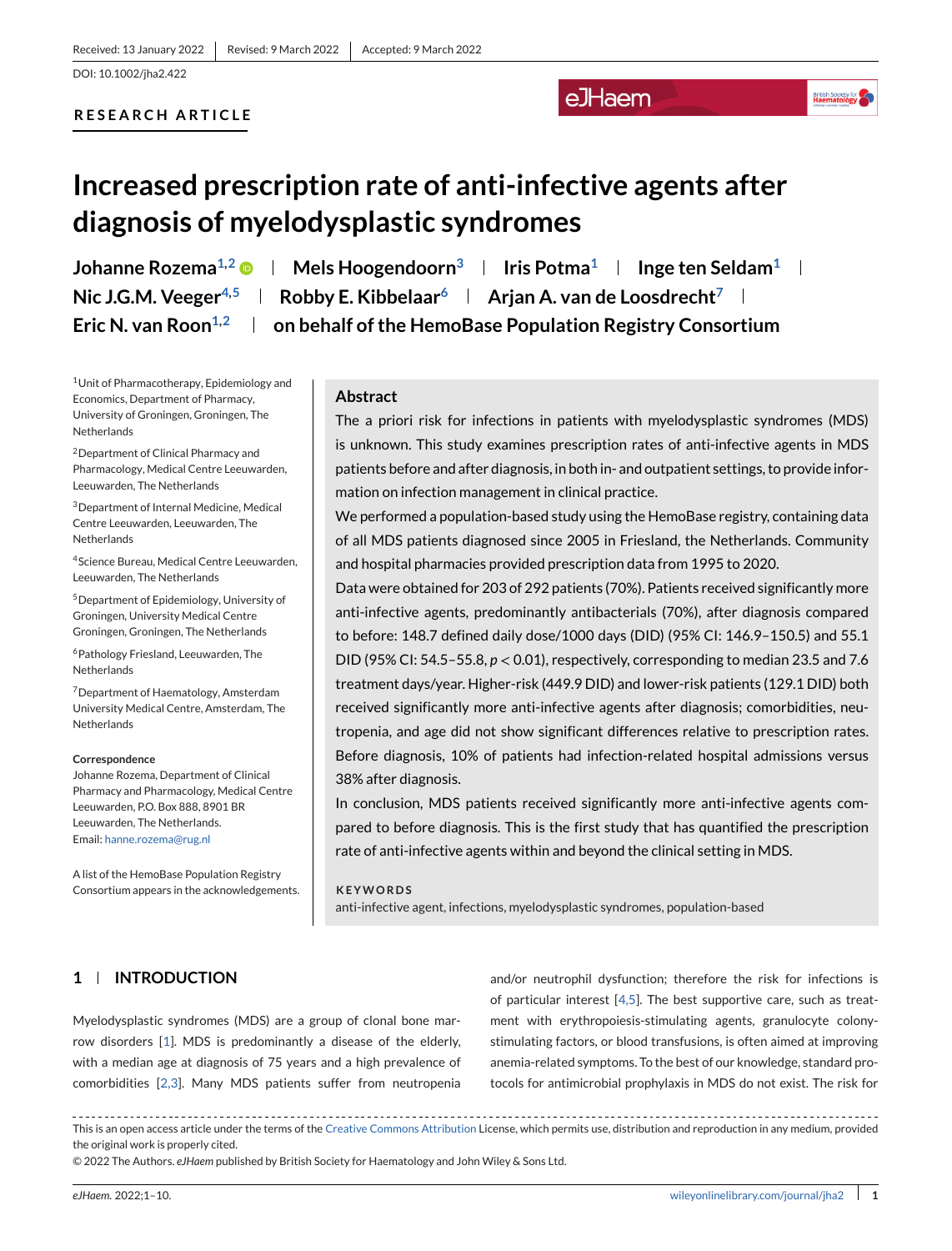Received: 13 January 2022 | Revised: 9 March 2022 | Accepted: 9 March 2022

DOI: 10.1002/jha2.422

RESEARCH ARTICLE

# Increased prescription rate of anti-infective agents after diagnosis of myelodysplastic syndromes

**Johanne Rozema[1,2] | Mels Hoogendoorn[3] | Iris Potma[1] | Inge ten Seldam[1] | Nic J.G.M. Veeger[4,5] | Robby E. Kibbelaar[6] | Arjan A. van de Loosdrecht[7] | Eric N. van Roon[1,2] | on behalf of the HemoBase Population Registry Consortium**

[1]Unit of Pharmacotherapy, Epidemiology and Economics, Department of Pharmacy, University of Groningen, Groningen, The Netherlands

[2]Department of Clinical Pharmacy and Pharmacology, Medical Centre Leeuwarden, Leeuwarden, The Netherlands

[3]Department of Internal Medicine, Medical Centre Leeuwarden, Leeuwarden, The Netherlands

[4]Science Bureau, Medical Centre Leeuwarden, Leeuwarden, The Netherlands

[5]Department of Epidemiology, University of Groningen, University Medical Centre Groningen, Groningen, The Netherlands

[6]Pathology Friesland, Leeuwarden, The Netherlands

[7]Department of Haematology, Amsterdam University Medical Centre, Amsterdam, The Netherlands

**Correspondence**
Johanne Rozema, Department of Clinical Pharmacy and Pharmacology, Medical Centre Leeuwarden, P.O. Box 888, 8901 BR Leeuwarden, The Netherlands.
Email: hanne.rozema@rug.nl

A list of the HemoBase Population Registry Consortium appears in the acknowledgements.

## Abstract

The a priori risk for infections in patients with myelodysplastic syndromes (MDS) is unknown. This study examines prescription rates of anti-infective agents in MDS patients before and after diagnosis, in both in- and outpatient settings, to provide information on infection management in clinical practice.

We performed a population-based study using the HemoBase registry, containing data of all MDS patients diagnosed since 2005 in Friesland, the Netherlands. Community and hospital pharmacies provided prescription data from 1995 to 2020.

Data were obtained for 203 of 292 patients (70%). Patients received significantly more anti-infective agents, predominantly antibacterials (70%), after diagnosis compared to before: 148.7 defined daily dose/1000 days (DID) (95% CI: 146.9–150.5) and 55.1 DID (95% CI: 54.5–55.8, $p < 0.01$), respectively, corresponding to median 23.5 and 7.6 treatment days/year. Higher-risk (449.9 DID) and lower-risk patients (129.1 DID) both received significantly more anti-infective agents after diagnosis; comorbidities, neutropenia, and age did not show significant differences relative to prescription rates. Before diagnosis, 10% of patients had infection-related hospital admissions versus 38% after diagnosis.

In conclusion, MDS patients received significantly more anti-infective agents compared to before diagnosis. This is the first study that has quantified the prescription rate of anti-infective agents within and beyond the clinical setting in MDS.

**KEYWORDS**
anti-infective agent, infections, myelodysplastic syndromes, population-based

## 1 | INTRODUCTION

Myelodysplastic syndromes (MDS) are a group of clonal bone marrow disorders [1]. MDS is predominantly a disease of the elderly, with a median age at diagnosis of 75 years and a high prevalence of comorbidities [2,3]. Many MDS patients suffer from neutropenia and/or neutrophil dysfunction; therefore the risk for infections is of particular interest [4,5]. The best supportive care, such as treatment with erythropoiesis-stimulating agents, granulocyte colony-stimulating factors, or blood transfusions, is often aimed at improving anemia-related symptoms. To the best of our knowledge, standard protocols for antimicrobial prophylaxis in MDS do not exist. The risk for

This is an open access article under the terms of the Creative Commons Attribution License, which permits use, distribution and reproduction in any medium, provided the original work is properly cited.

© 2022 The Authors. *eJHaem* published by British Society for Haematology and John Wiley & Sons Ltd.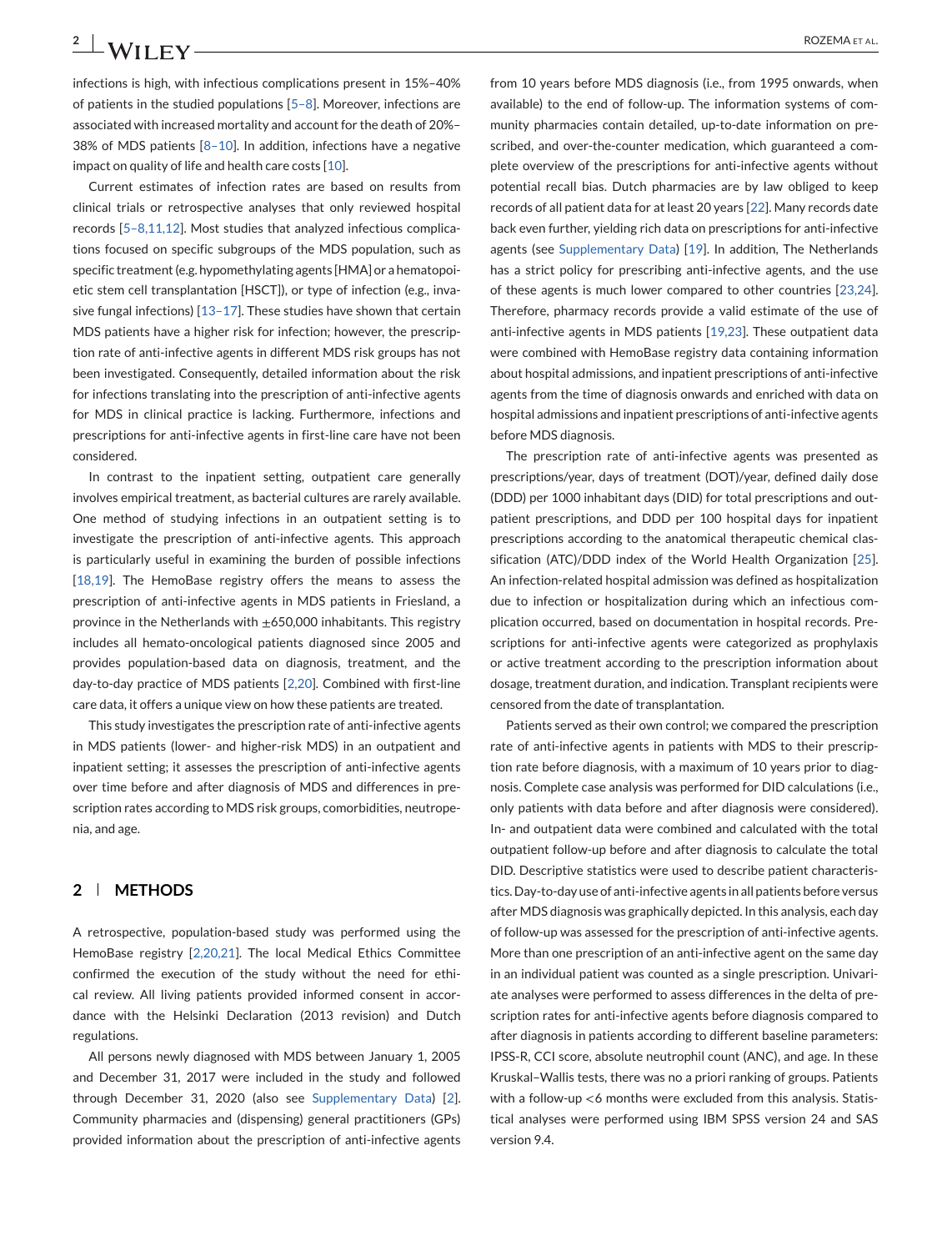infections is high, with infectious complications present in 15%–40% of patients in the studied populations [5–8]. Moreover, infections are associated with increased mortality and account for the death of 20%–38% of MDS patients [8–10]. In addition, infections have a negative impact on quality of life and health care costs [10].

Current estimates of infection rates are based on results from clinical trials or retrospective analyses that only reviewed hospital records [5–8,11,12]. Most studies that analyzed infectious complications focused on specific subgroups of the MDS population, such as specific treatment (e.g. hypomethylating agents [HMA] or a hematopoietic stem cell transplantation [HSCT]), or type of infection (e.g., invasive fungal infections) [13–17]. These studies have shown that certain MDS patients have a higher risk for infection; however, the prescription rate of anti-infective agents in different MDS risk groups has not been investigated. Consequently, detailed information about the risk for infections translating into the prescription of anti-infective agents for MDS in clinical practice is lacking. Furthermore, infections and prescriptions for anti-infective agents in first-line care have not been considered.

In contrast to the inpatient setting, outpatient care generally involves empirical treatment, as bacterial cultures are rarely available. One method of studying infections in an outpatient setting is to investigate the prescription of anti-infective agents. This approach is particularly useful in examining the burden of possible infections [18,19]. The HemoBase registry offers the means to assess the prescription of anti-infective agents in MDS patients in Friesland, a province in the Netherlands with ±650,000 inhabitants. This registry includes all hemato-oncological patients diagnosed since 2005 and provides population-based data on diagnosis, treatment, and the day-to-day practice of MDS patients [2,20]. Combined with first-line care data, it offers a unique view on how these patients are treated.

This study investigates the prescription rate of anti-infective agents in MDS patients (lower- and higher-risk MDS) in an outpatient and inpatient setting; it assesses the prescription of anti-infective agents over time before and after diagnosis of MDS and differences in prescription rates according to MDS risk groups, comorbidities, neutropenia, and age.

## 2 | METHODS

A retrospective, population-based study was performed using the HemoBase registry [2,20,21]. The local Medical Ethics Committee confirmed the execution of the study without the need for ethical review. All living patients provided informed consent in accordance with the Helsinki Declaration (2013 revision) and Dutch regulations.

All persons newly diagnosed with MDS between January 1, 2005 and December 31, 2017 were included in the study and followed through December 31, 2020 (also see Supplementary Data) [2]. Community pharmacies and (dispensing) general practitioners (GPs) provided information about the prescription of anti-infective agents from 10 years before MDS diagnosis (i.e., from 1995 onwards, when available) to the end of follow-up. The information systems of community pharmacies contain detailed, up-to-date information on prescribed, and over-the-counter medication, which guaranteed a complete overview of the prescriptions for anti-infective agents without potential recall bias. Dutch pharmacies are by law obliged to keep records of all patient data for at least 20 years [22]. Many records date back even further, yielding rich data on prescriptions for anti-infective agents (see Supplementary Data) [19]. In addition, The Netherlands has a strict policy for prescribing anti-infective agents, and the use of these agents is much lower compared to other countries [23,24]. Therefore, pharmacy records provide a valid estimate of the use of anti-infective agents in MDS patients [19,23]. These outpatient data were combined with HemoBase registry data containing information about hospital admissions, and inpatient prescriptions of anti-infective agents from the time of diagnosis onwards and enriched with data on hospital admissions and inpatient prescriptions of anti-infective agents before MDS diagnosis.

The prescription rate of anti-infective agents was presented as prescriptions/year, days of treatment (DOT)/year, defined daily dose (DDD) per 1000 inhabitant days (DID) for total prescriptions and outpatient prescriptions, and DDD per 100 hospital days for inpatient prescriptions according to the anatomical therapeutic chemical classification (ATC)/DDD index of the World Health Organization [25]. An infection-related hospital admission was defined as hospitalization due to infection or hospitalization during which an infectious complication occurred, based on documentation in hospital records. Prescriptions for anti-infective agents were categorized as prophylaxis or active treatment according to the prescription information about dosage, treatment duration, and indication. Transplant recipients were censored from the date of transplantation.

Patients served as their own control; we compared the prescription rate of anti-infective agents in patients with MDS to their prescription rate before diagnosis, with a maximum of 10 years prior to diagnosis. Complete case analysis was performed for DID calculations (i.e., only patients with data before and after diagnosis were considered). In- and outpatient data were combined and calculated with the total outpatient follow-up before and after diagnosis to calculate the total DID. Descriptive statistics were used to describe patient characteristics. Day-to-day use of anti-infective agents in all patients before versus after MDS diagnosis was graphically depicted. In this analysis, each day of follow-up was assessed for the prescription of anti-infective agents. More than one prescription of an anti-infective agent on the same day in an individual patient was counted as a single prescription. Univariate analyses were performed to assess differences in the delta of prescription rates for anti-infective agents before diagnosis compared to after diagnosis in patients according to different baseline parameters: IPSS-R, CCI score, absolute neutrophil count (ANC), and age. In these Kruskal–Wallis tests, there was no a priori ranking of groups. Patients with a follow-up <6 months were excluded from this analysis. Statistical analyses were performed using IBM SPSS version 24 and SAS version 9.4.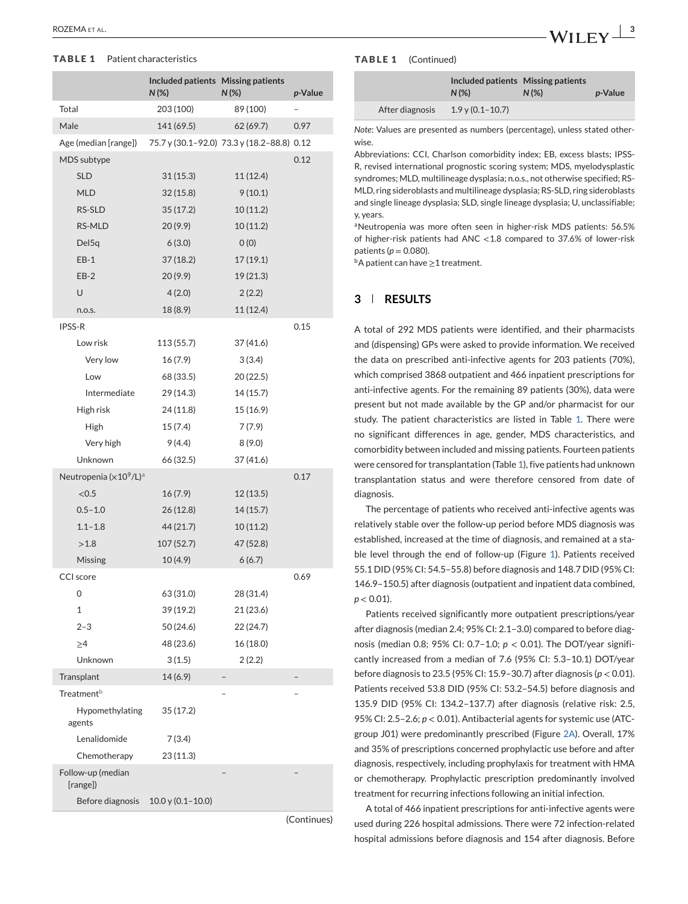**TABLE 1** Patient characteristics

| | Included patients N (%) | Missing patients N (%) | p-Value |
|---|---|---|---|
| Total | 203 (100) | 89 (100) | – |
| Male | 141 (69.5) | 62 (69.7) | 0.97 |
| Age (median [range]) | 75.7 y (30.1–92.0) | 73.3 y (18.2–88.8) | 0.12 |
| MDS subtype | | | 0.12 |
| SLD | 31 (15.3) | 11 (12.4) | |
| MLD | 32 (15.8) | 9 (10.1) | |
| RS-SLD | 35 (17.2) | 10 (11.2) | |
| RS-MLD | 20 (9.9) | 10 (11.2) | |
| Del5q | 6 (3.0) | 0 (0) | |
| EB-1 | 37 (18.2) | 17 (19.1) | |
| EB-2 | 20 (9.9) | 19 (21.3) | |
| U | 4 (2.0) | 2 (2.2) | |
| n.o.s. | 18 (8.9) | 11 (12.4) | |
| IPSS-R | | | 0.15 |
| Low risk | 113 (55.7) | 37 (41.6) | |
| Very low | 16 (7.9) | 3 (3.4) | |
| Low | 68 (33.5) | 20 (22.5) | |
| Intermediate | 29 (14.3) | 14 (15.7) | |
| High risk | 24 (11.8) | 15 (16.9) | |
| High | 15 (7.4) | 7 (7.9) | |
| Very high | 9 (4.4) | 8 (9.0) | |
| Unknown | 66 (32.5) | 37 (41.6) | |
| Neutropenia ($\times 10^9$/L)[a] | | | 0.17 |
| <0.5 | 16 (7.9) | 12 (13.5) | |
| 0.5–1.0 | 26 (12.8) | 14 (15.7) | |
| 1.1–1.8 | 44 (21.7) | 10 (11.2) | |
| >1.8 | 107 (52.7) | 47 (52.8) | |
| Missing | 10 (4.9) | 6 (6.7) | |
| CCI score | | | 0.69 |
| 0 | 63 (31.0) | 28 (31.4) | |
| 1 | 39 (19.2) | 21 (23.6) | |
| 2–3 | 50 (24.6) | 22 (24.7) | |
| ≥4 | 48 (23.6) | 16 (18.0) | |
| Unknown | 3 (1.5) | 2 (2.2) | |
| Transplant | 14 (6.9) | – | – |
| Treatment[b] | | – | – |
| Hypomethylating agents | 35 (17.2) | | |
| Lenalidomide | 7 (3.4) | | |
| Chemotherapy | 23 (11.3) | | |
| Follow-up (median [range]) | | – | – |
| Before diagnosis | 10.0 y (0.1–10.0) | | |
| After diagnosis | 1.9 y (0.1–10.7) | | |

*Note*: Values are presented as numbers (percentage), unless stated otherwise.

Abbreviations: CCI, Charlson comorbidity index; EB, excess blasts; IPSS-R, revised international prognostic scoring system; MDS, myelodysplastic syndromes; MLD, multilineage dysplasia; n.o.s., not otherwise specified; RS-MLD, ring sideroblasts and multilineage dysplasia; RS-SLD, ring sideroblasts and single lineage dysplasia; SLD, single lineage dysplasia; U, unclassifiable; y, years.

[a]Neutropenia was more often seen in higher-risk MDS patients: 56.5% of higher-risk patients had ANC <1.8 compared to 37.6% of lower-risk patients ($p = 0.080$).

[b]A patient can have ≥1 treatment.

## 3 | RESULTS

A total of 292 MDS patients were identified, and their pharmacists and (dispensing) GPs were asked to provide information. We received the data on prescribed anti-infective agents for 203 patients (70%), which comprised 3868 outpatient and 466 inpatient prescriptions for anti-infective agents. For the remaining 89 patients (30%), data were present but not made available by the GP and/or pharmacist for our study. The patient characteristics are listed in Table 1. There were no significant differences in age, gender, MDS characteristics, and comorbidity between included and missing patients. Fourteen patients were censored for transplantation (Table 1), five patients had unknown transplantation status and were therefore censored from date of diagnosis.

The percentage of patients who received anti-infective agents was relatively stable over the follow-up period before MDS diagnosis was established, increased at the time of diagnosis, and remained at a stable level through the end of follow-up (Figure 1). Patients received 55.1 DID (95% CI: 54.5–55.8) before diagnosis and 148.7 DID (95% CI: 146.9–150.5) after diagnosis (outpatient and inpatient data combined, $p < 0.01$).

Patients received significantly more outpatient prescriptions/year after diagnosis (median 2.4; 95% CI: 2.1–3.0) compared to before diagnosis (median 0.8; 95% CI: 0.7–1.0; $p < 0.01$). The DOT/year significantly increased from a median of 7.6 (95% CI: 5.3–10.1) DOT/year before diagnosis to 23.5 (95% CI: 15.9–30.7) after diagnosis ($p < 0.01$). Patients received 53.8 DID (95% CI: 53.2–54.5) before diagnosis and 135.9 DID (95% CI: 134.2–137.7) after diagnosis (relative risk: 2.5, 95% CI: 2.5–2.6; $p < 0.01$). Antibacterial agents for systemic use (ATC-group J01) were predominantly prescribed (Figure 2A). Overall, 17% and 35% of prescriptions concerned prophylactic use before and after diagnosis, respectively, including prophylaxis for treatment with HMA or chemotherapy. Prophylactic prescription predominantly involved treatment for recurring infections following an initial infection.

A total of 466 inpatient prescriptions for anti-infective agents were used during 226 hospital admissions. There were 72 infection-related hospital admissions before diagnosis and 154 after diagnosis. Before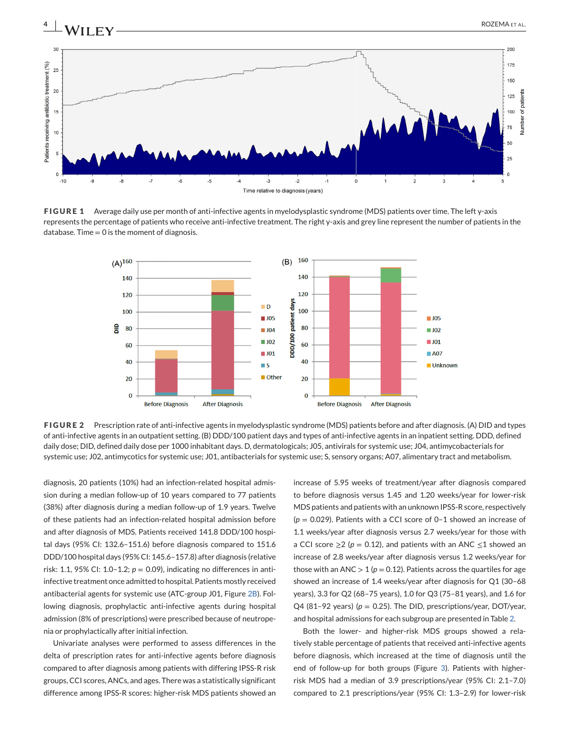**FIGURE 1** Average daily use per month of anti-infective agents in myelodysplastic syndrome (MDS) patients over time. The left y-axis represents the percentage of patients who receive anti-infective treatment. The right y-axis and grey line represent the number of patients in the database. Time = 0 is the moment of diagnosis.

**FIGURE 2** Prescription rate of anti-infective agents in myelodysplastic syndrome (MDS) patients before and after diagnosis. (A) DID and types of anti-infective agents in an outpatient setting. (B) DDD/100 patient days and types of anti-infective agents in an inpatient setting. DDD, defined daily dose; DID, defined daily dose per 1000 inhabitant days. D, dermatologicals; J05, antivirals for systemic use; J04, antimycobacterials for systemic use; J02, antimycotics for systemic use; J01, antibacterials for systemic use; S, sensory organs; A07, alimentary tract and metabolism.

diagnosis, 20 patients (10%) had an infection-related hospital admission during a median follow-up of 10 years compared to 77 patients (38%) after diagnosis during a median follow-up of 1.9 years. Twelve of these patients had an infection-related hospital admission before and after diagnosis of MDS. Patients received 141.8 DDD/100 hospital days (95% CI: 132.6–151.6) before diagnosis compared to 151.6 DDD/100 hospital days (95% CI: 145.6–157.8) after diagnosis (relative risk: 1.1, 95% CI: 1.0–1.2; $p = 0.09$), indicating no differences in anti-infective treatment once admitted to hospital. Patients mostly received antibacterial agents for systemic use (ATC-group J01, Figure 2B). Following diagnosis, prophylactic anti-infective agents during hospital admission (8% of prescriptions) were prescribed because of neutropenia or prophylactically after initial infection.

Univariate analyses were performed to assess differences in the delta of prescription rates for anti-infective agents before diagnosis compared to after diagnosis among patients with differing IPSS-R risk groups, CCI scores, ANCs, and ages. There was a statistically significant difference among IPSS-R scores: higher-risk MDS patients showed an increase of 5.95 weeks of treatment/year after diagnosis compared to before diagnosis versus 1.45 and 1.20 weeks/year for lower-risk MDS patients and patients with an unknown IPSS-R score, respectively ($p = 0.029$). Patients with a CCI score of 0–1 showed an increase of 1.1 weeks/year after diagnosis versus 2.7 weeks/year for those with a CCI score $\geq 2$ ($p = 0.12$), and patients with an ANC $\leq 1$ showed an increase of 2.8 weeks/year after diagnosis versus 1.2 weeks/year for those with an ANC $> 1$ ($p = 0.12$). Patients across the quartiles for age showed an increase of 1.4 weeks/year after diagnosis for Q1 (30–68 years), 3.3 for Q2 (68–75 years), 1.0 for Q3 (75–81 years), and 1.6 for Q4 (81–92 years) ($p = 0.25$). The DID, prescriptions/year, DOT/year, and hospital admissions for each subgroup are presented in Table 2.

Both the lower- and higher-risk MDS groups showed a relatively stable percentage of patients that received anti-infective agents before diagnosis, which increased at the time of diagnosis until the end of follow-up for both groups (Figure 3). Patients with higher-risk MDS had a median of 3.9 prescriptions/year (95% CI: 2.1–7.0) compared to 2.1 prescriptions/year (95% CI: 1.3–2.9) for lower-risk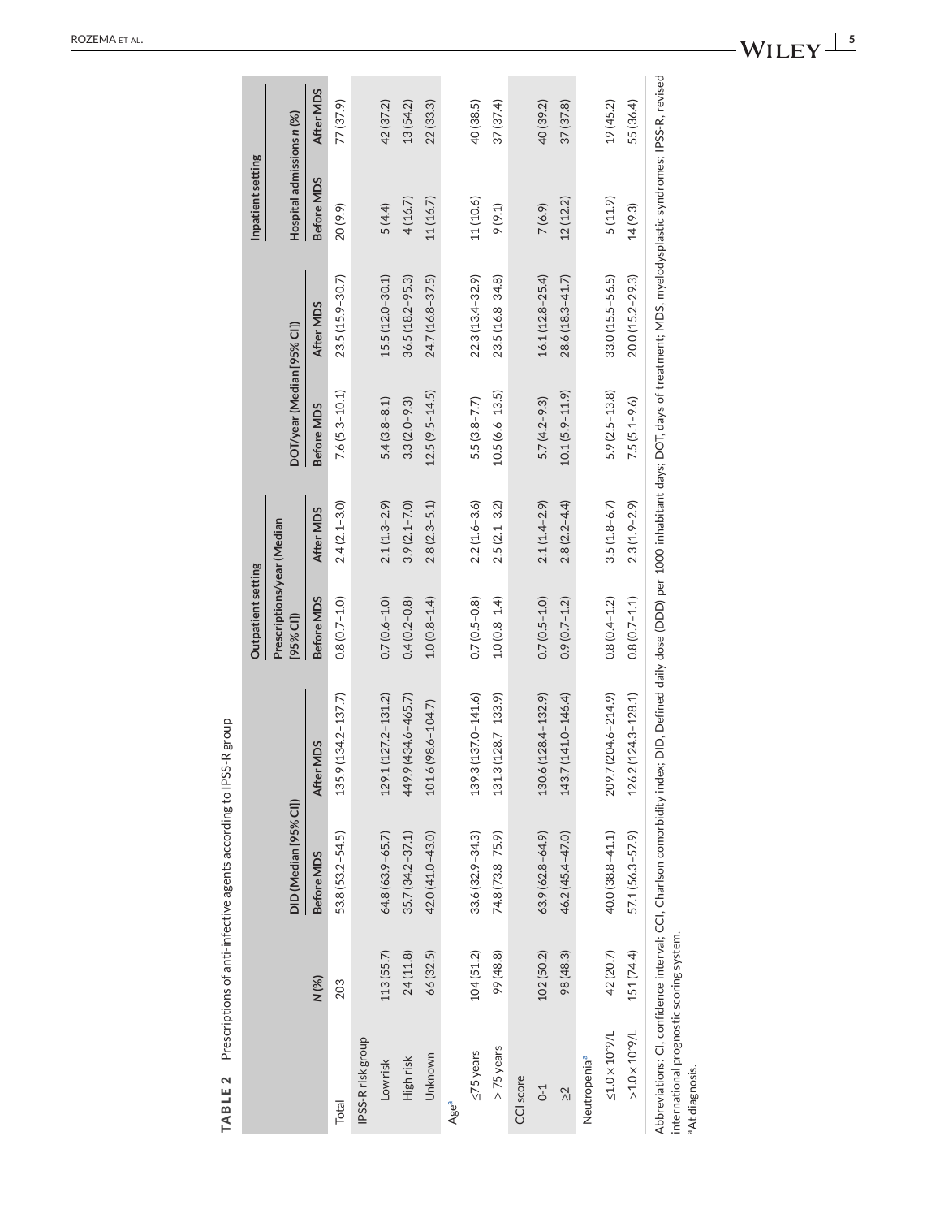**TABLE 2** Prescriptions of anti-infective agents according to IPSS-R group

| | | | | Outpatient setting | | | | Inpatient setting | |
|---|---|---|---|---|---|---|---|---|---|
| | | DID (Median [95% CI]) | | Prescriptions/year (Median [95% CI]) | | DOT/year (Median [95% CI]) | | Hospital admissions n (%) | |
| | N (%) | Before MDS | After MDS | Before MDS | After MDS | Before MDS | After MDS | Before MDS | After MDS |
| Total | 203 | 53.8 (53.2–54.5) | 135.9 (134.2–137.7) | 0.8 (0.7–1.0) | 2.4 (2.1–3.0) | 7.6 (5.3–10.1) | 23.5 (15.9–30.7) | 20 (9.9) | 77 (37.9) |
| IPSS-R risk group | | | | | | | | | |
| Low risk | 113 (55.7) | 64.8 (63.9–65.7) | 129.1 (127.2–131.2) | 0.7 (0.6–1.0) | 2.1 (1.3–2.9) | 5.4 (3.8–8.1) | 15.5 (12.0–30.1) | 5 (4.4) | 42 (37.2) |
| High risk | 24 (11.8) | 35.7 (34.2–37.1) | 449.9 (434.6–465.7) | 0.4 (0.2–0.8) | 3.9 (2.1–7.0) | 3.3 (2.0–9.3) | 36.5 (18.2–95.3) | 4 (16.7) | 13 (54.2) |
| Unknown | 66 (32.5) | 42.0 (41.0–43.0) | 101.6 (98.6–104.7) | 1.0 (0.8–1.4) | 2.8 (2.3–5.1) | 12.5 (9.5–14.5) | 24.7 (16.8–37.5) | 11 (16.7) | 22 (33.3) |
| Age[a] | | | | | | | | | |
| ≤75 years | 104 (51.2) | 33.6 (32.9–34.3) | 139.3 (137.0–141.6) | 0.7 (0.5–0.8) | 2.2 (1.6–3.6) | 5.5 (3.8–7.7) | 22.3 (13.4–32.9) | 11 (10.6) | 40 (38.5) |
| > 75 years | 99 (48.8) | 74.8 (73.8–75.9) | 131.3 (128.7–133.9) | 1.0 (0.8–1.4) | 2.5 (2.1–3.2) | 10.5 (6.6–13.5) | 23.5 (16.8–34.8) | 9 (9.1) | 37 (37.4) |
| CCI score | | | | | | | | | |
| 0–1 | 102 (50.2) | 63.9 (62.8–64.9) | 130.6 (128.4–132.9) | 0.7 (0.5–1.0) | 2.1 (1.4–2.9) | 5.7 (4.2–9.3) | 16.1 (12.8–25.4) | 7 (6.9) | 40 (39.2) |
| ≥2 | 98 (48.3) | 46.2 (45.4–47.0) | 143.7 (141.0–146.4) | 0.9 (0.7–1.2) | 2.8 (2.2–4.4) | 10.1 (5.9–11.9) | 28.6 (18.3–41.7) | 12 (12.2) | 37 (37.8) |
| Neutropenia[a] | | | | | | | | | |
| ≤1.0 × 10^9/L | 42 (20.7) | 40.0 (38.8–41.1) | 209.7 (204.6–214.9) | 0.8 (0.4–1.2) | 3.5 (1.8–6.7) | 5.9 (2.5–13.8) | 33.0 (15.5–56.5) | 5 (11.9) | 19 (45.2) |
| >1.0 × 10^9/L | 151 (74.4) | 57.1 (56.3–57.9) | 126.2 (124.3–128.1) | 0.8 (0.7–1.1) | 2.3 (1.9–2.9) | 7.5 (5.1–9.6) | 20.0 (15.2–29.3) | 14 (9.3) | 55 (36.4) |

Abbreviations: CI, confidence interval; CCI, Charlson comorbidity index; DID, Defined daily dose (DDD) per 1000 inhabitant days; DOT, days of treatment; MDS, myelodysplastic syndromes; IPSS-R, revised international prognostic scoring system.

[a]At diagnosis.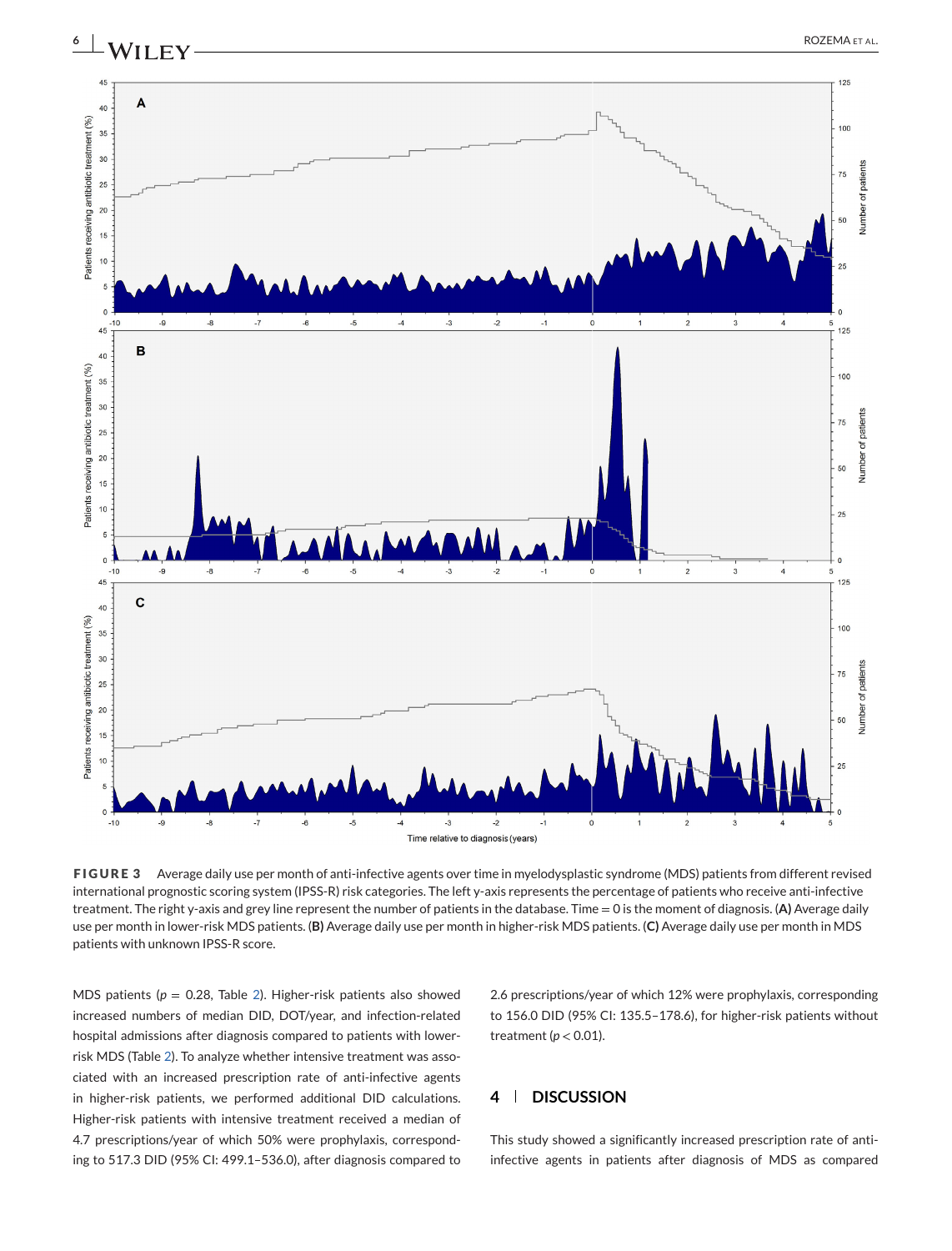**FIGURE 3** Average daily use per month of anti-infective agents over time in myelodysplastic syndrome (MDS) patients from different revised international prognostic scoring system (IPSS-R) risk categories. The left y-axis represents the percentage of patients who receive anti-infective treatment. The right y-axis and grey line represent the number of patients in the database. Time = 0 is the moment of diagnosis. **(A)** Average daily use per month in lower-risk MDS patients. **(B)** Average daily use per month in higher-risk MDS patients. **(C)** Average daily use per month in MDS patients with unknown IPSS-R score.

MDS patients ($p$ = 0.28, Table 2). Higher-risk patients also showed increased numbers of median DID, DOT/year, and infection-related hospital admissions after diagnosis compared to patients with lower-risk MDS (Table 2). To analyze whether intensive treatment was associated with an increased prescription rate of anti-infective agents in higher-risk patients, we performed additional DID calculations. Higher-risk patients with intensive treatment received a median of 4.7 prescriptions/year of which 50% were prophylaxis, corresponding to 517.3 DID (95% CI: 499.1–536.0), after diagnosis compared to 2.6 prescriptions/year of which 12% were prophylaxis, corresponding to 156.0 DID (95% CI: 135.5–178.6), for higher-risk patients without treatment ($p < 0.01$).

## 4 | DISCUSSION

This study showed a significantly increased prescription rate of anti-infective agents in patients after diagnosis of MDS as compared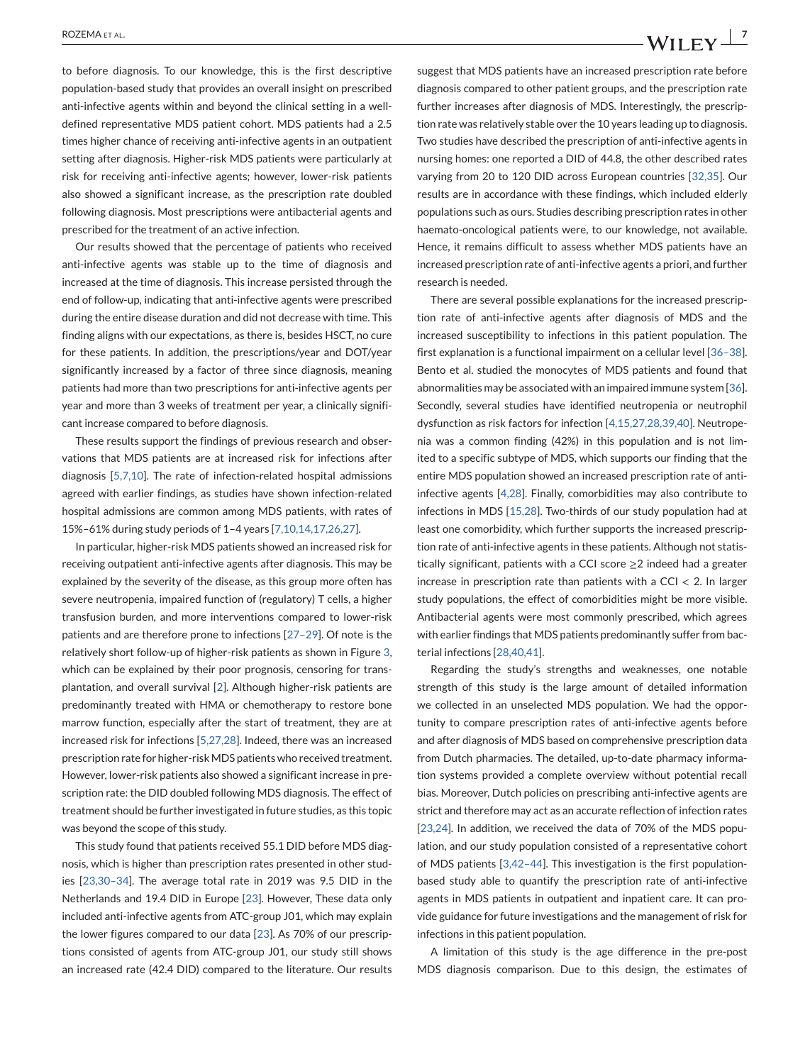to before diagnosis. To our knowledge, this is the first descriptive population-based study that provides an overall insight on prescribed anti-infective agents within and beyond the clinical setting in a well-defined representative MDS patient cohort. MDS patients had a 2.5 times higher chance of receiving anti-infective agents in an outpatient setting after diagnosis. Higher-risk MDS patients were particularly at risk for receiving anti-infective agents; however, lower-risk patients also showed a significant increase, as the prescription rate doubled following diagnosis. Most prescriptions were antibacterial agents and prescribed for the treatment of an active infection.

Our results showed that the percentage of patients who received anti-infective agents was stable up to the time of diagnosis and increased at the time of diagnosis. This increase persisted through the end of follow-up, indicating that anti-infective agents were prescribed during the entire disease duration and did not decrease with time. This finding aligns with our expectations, as there is, besides HSCT, no cure for these patients. In addition, the prescriptions/year and DOT/year significantly increased by a factor of three since diagnosis, meaning patients had more than two prescriptions for anti-infective agents per year and more than 3 weeks of treatment per year, a clinically significant increase compared to before diagnosis.

These results support the findings of previous research and observations that MDS patients are at increased risk for infections after diagnosis [5,7,10]. The rate of infection-related hospital admissions agreed with earlier findings, as studies have shown infection-related hospital admissions are common among MDS patients, with rates of 15%–61% during study periods of 1–4 years [7,10,14,17,26,27].

In particular, higher-risk MDS patients showed an increased risk for receiving outpatient anti-infective agents after diagnosis. This may be explained by the severity of the disease, as this group more often has severe neutropenia, impaired function of (regulatory) T cells, a higher transfusion burden, and more interventions compared to lower-risk patients and are therefore prone to infections [27–29]. Of note is the relatively short follow-up of higher-risk patients as shown in Figure 3, which can be explained by their poor prognosis, censoring for transplantation, and overall survival [2]. Although higher-risk patients are predominantly treated with HMA or chemotherapy to restore bone marrow function, especially after the start of treatment, they are at increased risk for infections [5,27,28]. Indeed, there was an increased prescription rate for higher-risk MDS patients who received treatment. However, lower-risk patients also showed a significant increase in prescription rate: the DID doubled following MDS diagnosis. The effect of treatment should be further investigated in future studies, as this topic was beyond the scope of this study.

This study found that patients received 55.1 DID before MDS diagnosis, which is higher than prescription rates presented in other studies [23,30–34]. The average total rate in 2019 was 9.5 DID in the Netherlands and 19.4 DID in Europe [23]. However, These data only included anti-infective agents from ATC-group J01, which may explain the lower figures compared to our data [23]. As 70% of our prescriptions consisted of agents from ATC-group J01, our study still shows an increased rate (42.4 DID) compared to the literature. Our results suggest that MDS patients have an increased prescription rate before diagnosis compared to other patient groups, and the prescription rate further increases after diagnosis of MDS. Interestingly, the prescription rate was relatively stable over the 10 years leading up to diagnosis. Two studies have described the prescription of anti-infective agents in nursing homes: one reported a DID of 44.8, the other described rates varying from 20 to 120 DID across European countries [32,35]. Our results are in accordance with these findings, which included elderly populations such as ours. Studies describing prescription rates in other haemato-oncological patients were, to our knowledge, not available. Hence, it remains difficult to assess whether MDS patients have an increased prescription rate of anti-infective agents a priori, and further research is needed.

There are several possible explanations for the increased prescription rate of anti-infective agents after diagnosis of MDS and the increased susceptibility to infections in this patient population. The first explanation is a functional impairment on a cellular level [36–38]. Bento et al. studied the monocytes of MDS patients and found that abnormalities may be associated with an impaired immune system [36]. Secondly, several studies have identified neutropenia or neutrophil dysfunction as risk factors for infection [4,15,27,28,39,40]. Neutropenia was a common finding (42%) in this population and is not limited to a specific subtype of MDS, which supports our finding that the entire MDS population showed an increased prescription rate of anti-infective agents [4,28]. Finally, comorbidities may also contribute to infections in MDS [15,28]. Two-thirds of our study population had at least one comorbidity, which further supports the increased prescription rate of anti-infective agents in these patients. Although not statistically significant, patients with a CCI score $\geq 2$ indeed had a greater increase in prescription rate than patients with a CCI $< 2$. In larger study populations, the effect of comorbidities might be more visible. Antibacterial agents were most commonly prescribed, which agrees with earlier findings that MDS patients predominantly suffer from bacterial infections [28,40,41].

Regarding the study's strengths and weaknesses, one notable strength of this study is the large amount of detailed information we collected in an unselected MDS population. We had the opportunity to compare prescription rates of anti-infective agents before and after diagnosis of MDS based on comprehensive prescription data from Dutch pharmacies. The detailed, up-to-date pharmacy information systems provided a complete overview without potential recall bias. Moreover, Dutch policies on prescribing anti-infective agents are strict and therefore may act as an accurate reflection of infection rates [23,24]. In addition, we received the data of 70% of the MDS population, and our study population consisted of a representative cohort of MDS patients [3,42–44]. This investigation is the first population-based study able to quantify the prescription rate of anti-infective agents in MDS patients in outpatient and inpatient care. It can provide guidance for future investigations and the management of risk for infections in this patient population.

A limitation of this study is the age difference in the pre-post MDS diagnosis comparison. Due to this design, the estimates of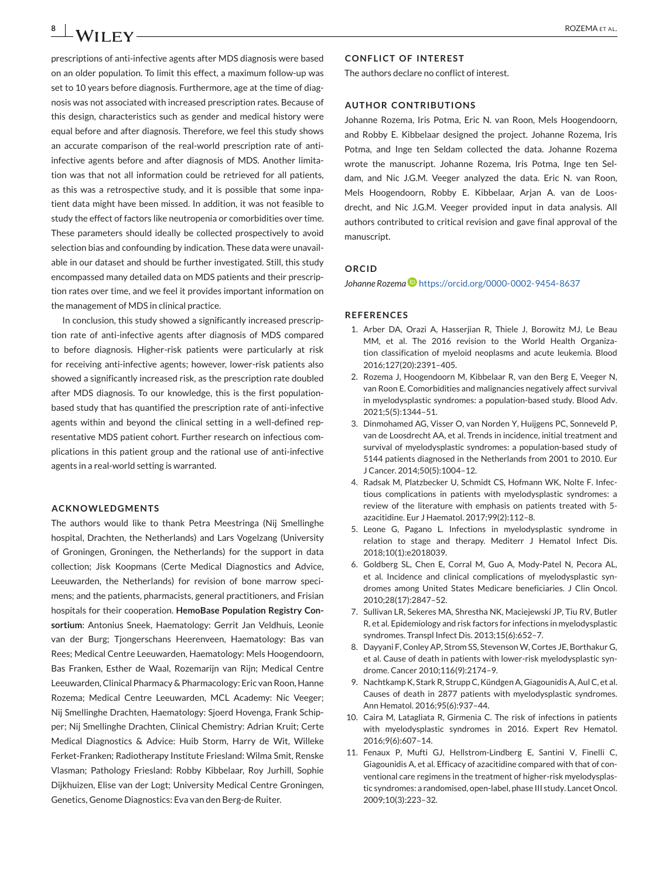prescriptions of anti-infective agents after MDS diagnosis were based on an older population. To limit this effect, a maximum follow-up was set to 10 years before diagnosis. Furthermore, age at the time of diagnosis was not associated with increased prescription rates. Because of this design, characteristics such as gender and medical history were equal before and after diagnosis. Therefore, we feel this study shows an accurate comparison of the real-world prescription rate of anti-infective agents before and after diagnosis of MDS. Another limitation was that not all information could be retrieved for all patients, as this was a retrospective study, and it is possible that some inpatient data might have been missed. In addition, it was not feasible to study the effect of factors like neutropenia or comorbidities over time. These parameters should ideally be collected prospectively to avoid selection bias and confounding by indication. These data were unavailable in our dataset and should be further investigated. Still, this study encompassed many detailed data on MDS patients and their prescription rates over time, and we feel it provides important information on the management of MDS in clinical practice.

In conclusion, this study showed a significantly increased prescription rate of anti-infective agents after diagnosis of MDS compared to before diagnosis. Higher-risk patients were particularly at risk for receiving anti-infective agents; however, lower-risk patients also showed a significantly increased risk, as the prescription rate doubled after MDS diagnosis. To our knowledge, this is the first population-based study that has quantified the prescription rate of anti-infective agents within and beyond the clinical setting in a well-defined representative MDS patient cohort. Further research on infectious complications in this patient group and the rational use of anti-infective agents in a real-world setting is warranted.

## ACKNOWLEDGMENTS

The authors would like to thank Petra Meestringa (Nij Smellinghe hospital, Drachten, the Netherlands) and Lars Vogelzang (University of Groningen, Groningen, the Netherlands) for the support in data collection; Jisk Koopmans (Certe Medical Diagnostics and Advice, Leeuwarden, the Netherlands) for revision of bone marrow specimens; and the patients, pharmacists, general practitioners, and Frisian hospitals for their cooperation. **HemoBase Population Registry Consortium**: Antonius Sneek, Haematology: Gerrit Jan Veldhuis, Leonie van der Burg; Tjongerschans Heerenveen, Haematology: Bas van Rees; Medical Centre Leeuwarden, Haematology: Mels Hoogendoorn, Bas Franken, Esther de Waal, Rozemarijn van Rijn; Medical Centre Leeuwarden, Clinical Pharmacy & Pharmacology: Eric van Roon, Hanne Rozema; Medical Centre Leeuwarden, MCL Academy: Nic Veeger; Nij Smellinghe Drachten, Haematology: Sjoerd Hovenga, Frank Schipper; Nij Smellinghe Drachten, Clinical Chemistry: Adrian Kruit; Certe Medical Diagnostics & Advice: Huib Storm, Harry de Wit, Willeke Ferket-Franken; Radiotherapy Institute Friesland: Wilma Smit, Renske Vlasman; Pathology Friesland: Robby Kibbelaar, Roy Jurhill, Sophie Dijkhuizen, Elise van der Logt; University Medical Centre Groningen, Genetics, Genome Diagnostics: Eva van den Berg-de Ruiter.

## CONFLICT OF INTEREST

The authors declare no conflict of interest.

## AUTHOR CONTRIBUTIONS

Johanne Rozema, Iris Potma, Eric N. van Roon, Mels Hoogendoorn, and Robby E. Kibbelaar designed the project. Johanne Rozema, Iris Potma, and Inge ten Seldam collected the data. Johanne Rozema wrote the manuscript. Johanne Rozema, Iris Potma, Inge ten Seldam, and Nic J.G.M. Veeger analyzed the data. Eric N. van Roon, Mels Hoogendoorn, Robby E. Kibbelaar, Arjan A. van de Loosdrecht, and Nic J.G.M. Veeger provided input in data analysis. All authors contributed to critical revision and gave final approval of the manuscript.

## ORCID

*Johanne Rozema* https://orcid.org/0000-0002-9454-8637

## REFERENCES

1. Arber DA, Orazi A, Hasserjian R, Thiele J, Borowitz MJ, Le Beau MM, et al. The 2016 revision to the World Health Organization classification of myeloid neoplasms and acute leukemia. Blood 2016;127(20):2391–405.
2. Rozema J, Hoogendoorn M, Kibbelaar R, van den Berg E, Veeger N, van Roon E. Comorbidities and malignancies negatively affect survival in myelodysplastic syndromes: a population-based study. Blood Adv. 2021;5(5):1344–51.
3. Dinmohamed AG, Visser O, van Norden Y, Huijgens PC, Sonneveld P, van de Loosdrecht AA, et al. Trends in incidence, initial treatment and survival of myelodysplastic syndromes: a population-based study of 5144 patients diagnosed in the Netherlands from 2001 to 2010. Eur J Cancer. 2014;50(5):1004–12.
4. Radsak M, Platzbecker U, Schmidt CS, Hofmann WK, Nolte F. Infectious complications in patients with myelodysplastic syndromes: a review of the literature with emphasis on patients treated with 5-azacitidine. Eur J Haematol. 2017;99(2):112–8.
5. Leone G, Pagano L. Infections in myelodysplastic syndrome in relation to stage and therapy. Mediterr J Hematol Infect Dis. 2018;10(1):e2018039.
6. Goldberg SL, Chen E, Corral M, Guo A, Mody-Patel N, Pecora AL, et al. Incidence and clinical complications of myelodysplastic syndromes among United States Medicare beneficiaries. J Clin Oncol. 2010;28(17):2847–52.
7. Sullivan LR, Sekeres MA, Shrestha NK, Maciejewski JP, Tiu RV, Butler R, et al. Epidemiology and risk factors for infections in myelodysplastic syndromes. Transpl Infect Dis. 2013;15(6):652–7.
8. Dayyani F, Conley AP, Strom SS, Stevenson W, Cortes JE, Borthakur G, et al. Cause of death in patients with lower-risk myelodysplastic syndrome. Cancer 2010;116(9):2174–9.
9. Nachtkamp K, Stark R, Strupp C, Kündgen A, Giagounidis A, Aul C, et al. Causes of death in 2877 patients with myelodysplastic syndromes. Ann Hematol. 2016;95(6):937–44.
10. Caira M, Latagliata R, Girmenia C. The risk of infections in patients with myelodysplastic syndromes in 2016. Expert Rev Hematol. 2016;9(6):607–14.
11. Fenaux P, Mufti GJ, Hellstrom-Lindberg E, Santini V, Finelli C, Giagounidis A, et al. Efficacy of azacitidine compared with that of conventional care regimens in the treatment of higher-risk myelodysplastic syndromes: a randomised, open-label, phase III study. Lancet Oncol. 2009;10(3):223–32.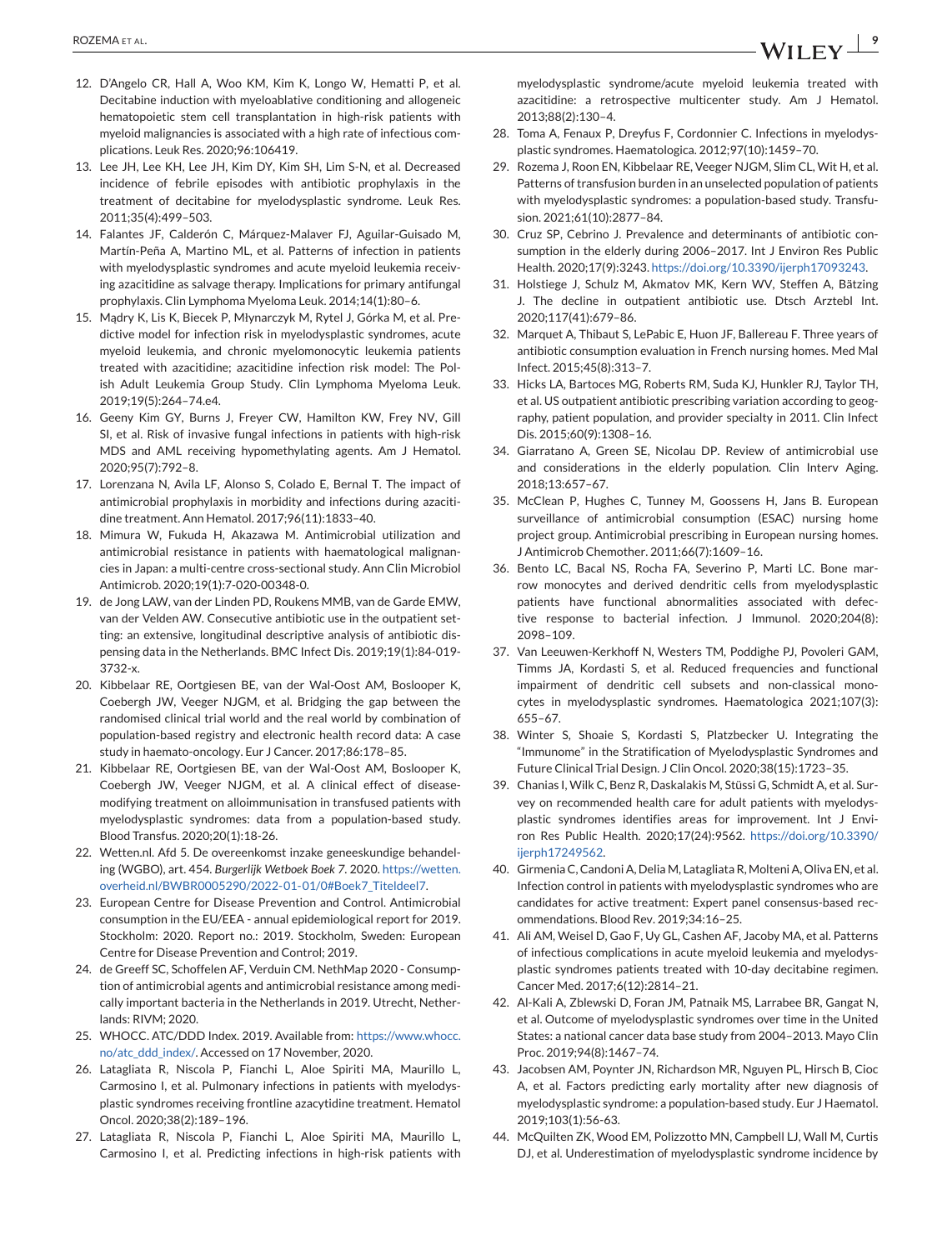12. D'Angelo CR, Hall A, Woo KM, Kim K, Longo W, Hematti P, et al. Decitabine induction with myeloablative conditioning and allogeneic hematopoietic stem cell transplantation in high-risk patients with myeloid malignancies is associated with a high rate of infectious complications. Leuk Res. 2020;96:106419.
13. Lee JH, Lee KH, Lee JH, Kim DY, Kim SH, Lim S-N, et al. Decreased incidence of febrile episodes with antibiotic prophylaxis in the treatment of decitabine for myelodysplastic syndrome. Leuk Res. 2011;35(4):499–503.
14. Falantes JF, Calderón C, Márquez-Malaver FJ, Aguilar-Guisado M, Martín-Peña A, Martino ML, et al. Patterns of infection in patients with myelodysplastic syndromes and acute myeloid leukemia receiving azacitidine as salvage therapy. Implications for primary antifungal prophylaxis. Clin Lymphoma Myeloma Leuk. 2014;14(1):80–6.
15. Mądry K, Lis K, Biecek P, Młynarczyk M, Rytel J, Górka M, et al. Predictive model for infection risk in myelodysplastic syndromes, acute myeloid leukemia, and chronic myelomonocytic leukemia patients treated with azacitidine; azacitidine infection risk model: The Polish Adult Leukemia Group Study. Clin Lymphoma Myeloma Leuk. 2019;19(5):264–74.e4.
16. Geeny Kim GY, Burns J, Freyer CW, Hamilton KW, Frey NV, Gill SI, et al. Risk of invasive fungal infections in patients with high-risk MDS and AML receiving hypomethylating agents. Am J Hematol. 2020;95(7):792–8.
17. Lorenzana N, Avila LF, Alonso S, Colado E, Bernal T. The impact of antimicrobial prophylaxis in morbidity and infections during azacitidine treatment. Ann Hematol. 2017;96(11):1833–40.
18. Mimura W, Fukuda H, Akazawa M. Antimicrobial utilization and antimicrobial resistance in patients with haematological malignancies in Japan: a multi-centre cross-sectional study. Ann Clin Microbiol Antimicrob. 2020;19(1):7-020-00348-0.
19. de Jong LAW, van der Linden PD, Roukens MMB, van de Garde EMW, van der Velden AW. Consecutive antibiotic use in the outpatient setting: an extensive, longitudinal descriptive analysis of antibiotic dispensing data in the Netherlands. BMC Infect Dis. 2019;19(1):84-019-3732-x.
20. Kibbelaar RE, Oortgiesen BE, van der Wal-Oost AM, Boslooper K, Coebergh JW, Veeger NJGM, et al. Bridging the gap between the randomised clinical trial world and the real world by combination of population-based registry and electronic health record data: A case study in haemato-oncology. Eur J Cancer. 2017;86:178–85.
21. Kibbelaar RE, Oortgiesen BE, van der Wal-Oost AM, Boslooper K, Coebergh JW, Veeger NJGM, et al. A clinical effect of disease-modifying treatment on alloimmunisation in transfused patients with myelodysplastic syndromes: data from a population-based study. Blood Transfus. 2020;20(1):18-26.
22. Wetten.nl. Afd 5. De overeenkomst inzake geneeskundige behandeling (WGBO), art. 454. *Burgerlijk Wetboek Boek 7*. 2020. https://wetten.overheid.nl/BWBR0005290/2022-01-01/0#Boek7_Titeldeel7.
23. European Centre for Disease Prevention and Control. Antimicrobial consumption in the EU/EEA - annual epidemiological report for 2019. Stockholm: 2020. Report no.: 2019. Stockholm, Sweden: European Centre for Disease Prevention and Control; 2019.
24. de Greeff SC, Schoffelen AF, Verduin CM. NethMap 2020 - Consumption of antimicrobial agents and antimicrobial resistance among medically important bacteria in the Netherlands in 2019. Utrecht, Netherlands: RIVM; 2020.
25. WHOCC. ATC/DDD Index. 2019. Available from: https://www.whocc.no/atc_ddd_index/. Accessed on 17 November, 2020.
26. Latagliata R, Niscola P, Fianchi L, Aloe Spiriti MA, Maurillo L, Carmosino I, et al. Pulmonary infections in patients with myelodysplastic syndromes receiving frontline azacytidine treatment. Hematol Oncol. 2020;38(2):189–196.
27. Latagliata R, Niscola P, Fianchi L, Aloe Spiriti MA, Maurillo L, Carmosino I, et al. Predicting infections in high-risk patients with myelodysplastic syndrome/acute myeloid leukemia treated with azacitidine: a retrospective multicenter study. Am J Hematol. 2013;88(2):130–4.
28. Toma A, Fenaux P, Dreyfus F, Cordonnier C. Infections in myelodysplastic syndromes. Haematologica. 2012;97(10):1459–70.
29. Rozema J, Roon EN, Kibbelaar RE, Veeger NJGM, Slim CL, Wit H, et al. Patterns of transfusion burden in an unselected population of patients with myelodysplastic syndromes: a population-based study. Transfusion. 2021;61(10):2877–84.
30. Cruz SP, Cebrino J. Prevalence and determinants of antibiotic consumption in the elderly during 2006–2017. Int J Environ Res Public Health. 2020;17(9):3243. https://doi.org/10.3390/ijerph17093243.
31. Holstiege J, Schulz M, Akmatov MK, Kern WV, Steffen A, Bätzing J. The decline in outpatient antibiotic use. Dtsch Arztebl Int. 2020;117(41):679–86.
32. Marquet A, Thibaut S, LePabic E, Huon JF, Ballereau F. Three years of antibiotic consumption evaluation in French nursing homes. Med Mal Infect. 2015;45(8):313–7.
33. Hicks LA, Bartoces MG, Roberts RM, Suda KJ, Hunkler RJ, Taylor TH, et al. US outpatient antibiotic prescribing variation according to geography, patient population, and provider specialty in 2011. Clin Infect Dis. 2015;60(9):1308–16.
34. Giarratano A, Green SE, Nicolau DP. Review of antimicrobial use and considerations in the elderly population. Clin Interv Aging. 2018;13:657–67.
35. McClean P, Hughes C, Tunney M, Goossens H, Jans B. European surveillance of antimicrobial consumption (ESAC) nursing home project group. Antimicrobial prescribing in European nursing homes. J Antimicrob Chemother. 2011;66(7):1609–16.
36. Bento LC, Bacal NS, Rocha FA, Severino P, Marti LC. Bone marrow monocytes and derived dendritic cells from myelodysplastic patients have functional abnormalities associated with defective response to bacterial infection. J Immunol. 2020;204(8):2098–109.
37. Van Leeuwen-Kerkhoff N, Westers TM, Poddighe PJ, Povoleri GAM, Timms JA, Kordasti S, et al. Reduced frequencies and functional impairment of dendritic cell subsets and non-classical monocytes in myelodysplastic syndromes. Haematologica 2021;107(3):655–67.
38. Winter S, Shoaie S, Kordasti S, Platzbecker U. Integrating the "Immunome" in the Stratification of Myelodysplastic Syndromes and Future Clinical Trial Design. J Clin Oncol. 2020;38(15):1723–35.
39. Chanias I, Wilk C, Benz R, Daskalakis M, Stüssi G, Schmidt A, et al. Survey on recommended health care for adult patients with myelodysplastic syndromes identifies areas for improvement. Int J Environ Res Public Health. 2020;17(24):9562. https://doi.org/10.3390/ijerph17249562.
40. Girmenia C, Candoni A, Delia M, Latagliata R, Molteni A, Oliva EN, et al. Infection control in patients with myelodysplastic syndromes who are candidates for active treatment: Expert panel consensus-based recommendations. Blood Rev. 2019;34:16–25.
41. Ali AM, Weisel D, Gao F, Uy GL, Cashen AF, Jacoby MA, et al. Patterns of infectious complications in acute myeloid leukemia and myelodysplastic syndromes patients treated with 10-day decitabine regimen. Cancer Med. 2017;6(12):2814–21.
42. Al-Kali A, Zblewski D, Foran JM, Patnaik MS, Larrabee BR, Gangat N, et al. Outcome of myelodysplastic syndromes over time in the United States: a national cancer data base study from 2004–2013. Mayo Clin Proc. 2019;94(8):1467–74.
43. Jacobsen AM, Poynter JN, Richardson MR, Nguyen PL, Hirsch B, Cioc A, et al. Factors predicting early mortality after new diagnosis of myelodysplastic syndrome: a population-based study. Eur J Haematol. 2019;103(1):56-63.
44. McQuilten ZK, Wood EM, Polizzotto MN, Campbell LJ, Wall M, Curtis DJ, et al. Underestimation of myelodysplastic syndrome incidence by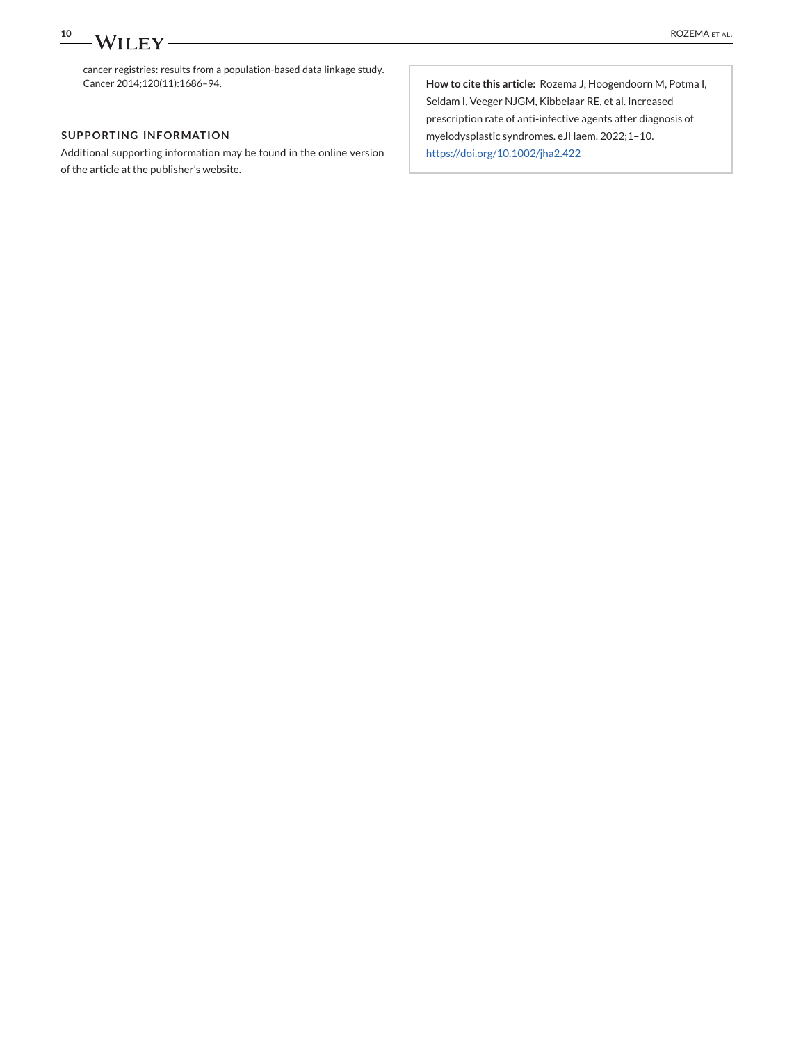cancer registries: results from a population-based data linkage study. Cancer 2014;120(11):1686–94.

## SUPPORTING INFORMATION

Additional supporting information may be found in the online version of the article at the publisher's website.

**How to cite this article:** Rozema J, Hoogendoorn M, Potma I, Seldam I, Veeger NJGM, Kibbelaar RE, et al. Increased prescription rate of anti-infective agents after diagnosis of myelodysplastic syndromes. eJHaem. 2022;1–10. https://doi.org/10.1002/jha2.422